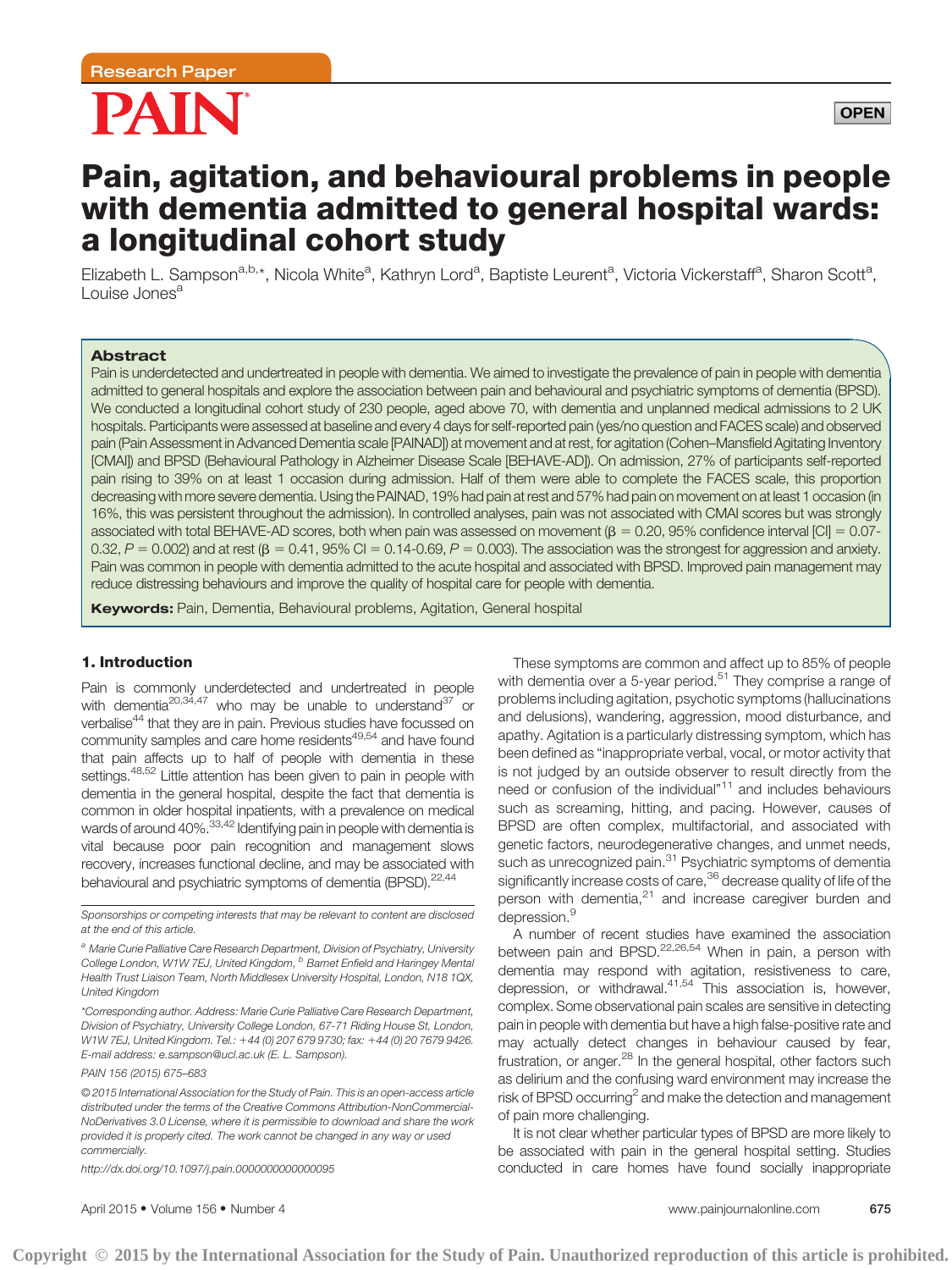Research Paper

OPEN

# Pain, agitation, and behavioural problems in people with dementia admitted to general hospital wards: a longitudinal cohort study

Elizabeth L. Sampson[a,b,*], Nicola White[a], Kathryn Lord[a], Baptiste Leurent[a], Victoria Vickerstaff[a], Sharon Scott[a], Louise Jones[a]

## Abstract

Pain is underdetected and undertreated in people with dementia. We aimed to investigate the prevalence of pain in people with dementia admitted to general hospitals and explore the association between pain and behavioural and psychiatric symptoms of dementia (BPSD). We conducted a longitudinal cohort study of 230 people, aged above 70, with dementia and unplanned medical admissions to 2 UK hospitals. Participants were assessed at baseline and every 4 days for self-reported pain (yes/no question and FACES scale) and observed pain (Pain Assessment in Advanced Dementia scale [PAINAD]) at movement and at rest, for agitation (Cohen–Mansfield Agitating Inventory [CMAI]) and BPSD (Behavioural Pathology in Alzheimer Disease Scale [BEHAVE-AD]). On admission, 27% of participants self-reported pain rising to 39% on at least 1 occasion during admission. Half of them were able to complete the FACES scale, this proportion decreasing with more severe dementia. Using the PAINAD, 19% had pain at rest and 57% had pain on movement on at least 1 occasion (in 16%, this was persistent throughout the admission). In controlled analyses, pain was not associated with CMAI scores but was strongly associated with total BEHAVE-AD scores, both when pain was assessed on movement ($\beta$ = 0.20, 95% confidence interval [CI] = 0.07-0.32, $P$ = 0.002) and at rest ($\beta$ = 0.41, 95% CI = 0.14-0.69, $P$ = 0.003). The association was the strongest for aggression and anxiety. Pain was common in people with dementia admitted to the acute hospital and associated with BPSD. Improved pain management may reduce distressing behaviours and improve the quality of hospital care for people with dementia.

**Keywords:** Pain, Dementia, Behavioural problems, Agitation, General hospital

## 1. Introduction

Pain is commonly underdetected and undertreated in people with dementia[20,34,47] who may be unable to understand[37] or verbalise[44] that they are in pain. Previous studies have focussed on community samples and care home residents[49,54] and have found that pain affects up to half of people with dementia in these settings.[48,52] Little attention has been given to pain in people with dementia in the general hospital, despite the fact that dementia is common in older hospital inpatients, with a prevalence on medical wards of around 40%.[33,42] Identifying pain in people with dementia is vital because poor pain recognition and management slows recovery, increases functional decline, and may be associated with behavioural and psychiatric symptoms of dementia (BPSD).[22,44]

*Sponsorships or competing interests that may be relevant to content are disclosed at the end of this article.*

*[a] Marie Curie Palliative Care Research Department, Division of Psychiatry, University College London, W1W 7EJ, United Kingdom, [b] Barnet Enfield and Haringey Mental Health Trust Liaison Team, North Middlesex University Hospital, London, N18 1QX, United Kingdom*

*\*Corresponding author. Address: Marie Curie Palliative Care Research Department, Division of Psychiatry, University College London, 67-71 Riding House St, London, W1W 7EJ, United Kingdom. Tel.: +44 (0) 207 679 9730; fax: +44 (0) 20 7679 9426. E-mail address: e.sampson@ucl.ac.uk (E. L. Sampson).*

*PAIN 156 (2015) 675–683*

*© 2015 International Association for the Study of Pain. This is an open-access article distributed under the terms of the Creative Commons Attribution-NonCommercial-NoDerivatives 3.0 License, where it is permissible to download and share the work provided it is properly cited. The work cannot be changed in any way or used commercially.*

*http://dx.doi.org/10.1097/j.pain.0000000000000095*

These symptoms are common and affect up to 85% of people with dementia over a 5-year period.[51] They comprise a range of problems including agitation, psychotic symptoms (hallucinations and delusions), wandering, aggression, mood disturbance, and apathy. Agitation is a particularly distressing symptom, which has been defined as "inappropriate verbal, vocal, or motor activity that is not judged by an outside observer to result directly from the need or confusion of the individual"[11] and includes behaviours such as screaming, hitting, and pacing. However, causes of BPSD are often complex, multifactorial, and associated with genetic factors, neurodegenerative changes, and unmet needs, such as unrecognized pain.[31] Psychiatric symptoms of dementia significantly increase costs of care,[36] decrease quality of life of the person with dementia,[21] and increase caregiver burden and depression.[9]

A number of recent studies have examined the association between pain and BPSD.[22,26,54] When in pain, a person with dementia may respond with agitation, resistiveness to care, depression, or withdrawal.[41,54] This association is, however, complex. Some observational pain scales are sensitive in detecting pain in people with dementia but have a high false-positive rate and may actually detect changes in behaviour caused by fear, frustration, or anger.[28] In the general hospital, other factors such as delirium and the confusing ward environment may increase the risk of BPSD occurring[2] and make the detection and management of pain more challenging.

It is not clear whether particular types of BPSD are more likely to be associated with pain in the general hospital setting. Studies conducted in care homes have found socially inappropriate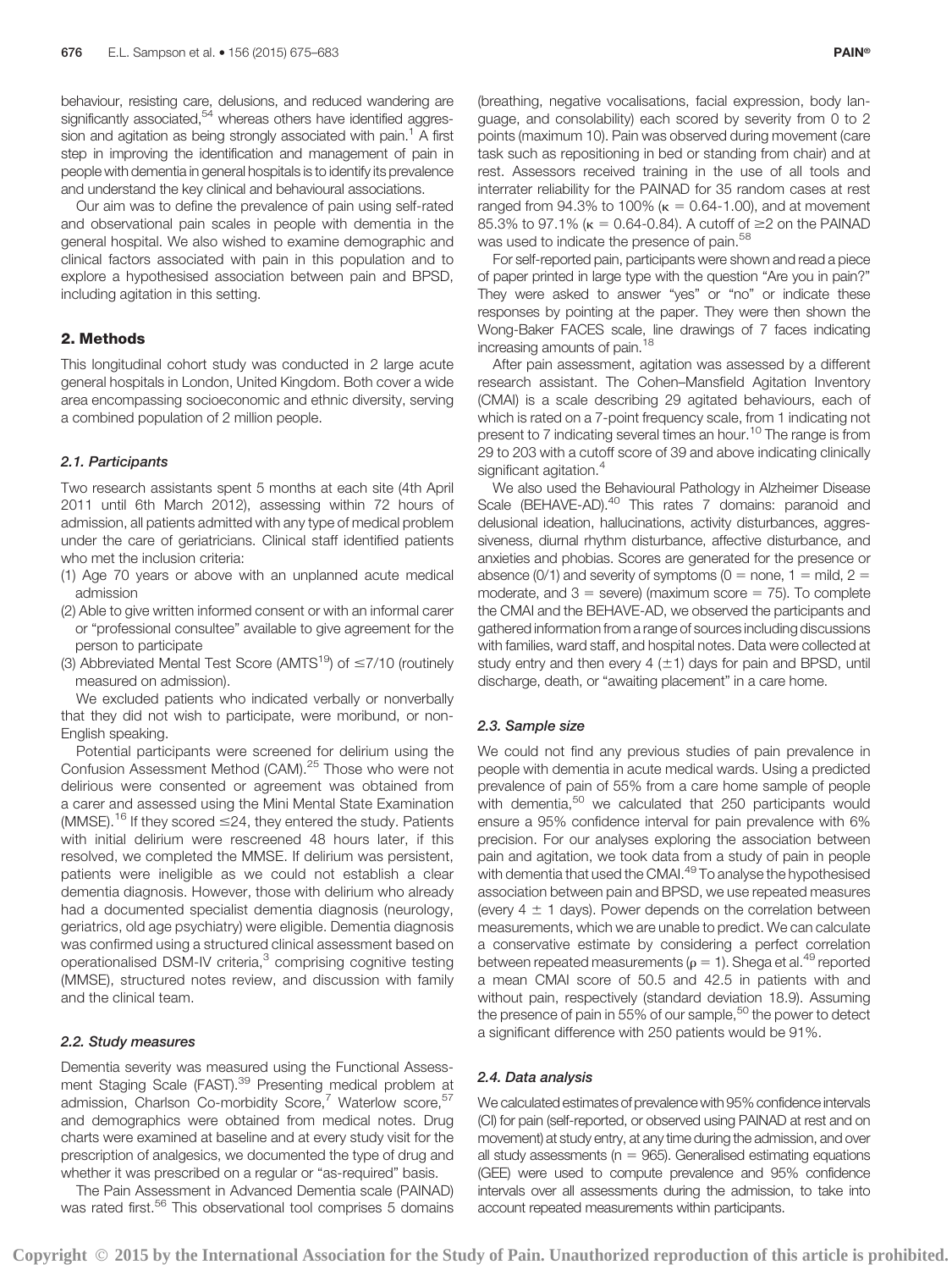behaviour, resisting care, delusions, and reduced wandering are significantly associated,[54] whereas others have identified aggression and agitation as being strongly associated with pain.[1] A first step in improving the identification and management of pain in people with dementia in general hospitals is to identify its prevalence and understand the key clinical and behavioural associations.

Our aim was to define the prevalence of pain using self-rated and observational pain scales in people with dementia in the general hospital. We also wished to examine demographic and clinical factors associated with pain in this population and to explore a hypothesised association between pain and BPSD, including agitation in this setting.

## 2. Methods

This longitudinal cohort study was conducted in 2 large acute general hospitals in London, United Kingdom. Both cover a wide area encompassing socioeconomic and ethnic diversity, serving a combined population of 2 million people.

### 2.1. Participants

Two research assistants spent 5 months at each site (4th April 2011 until 6th March 2012), assessing within 72 hours of admission, all patients admitted with any type of medical problem under the care of geriatricians. Clinical staff identified patients who met the inclusion criteria:

(1) Age 70 years or above with an unplanned acute medical admission
(2) Able to give written informed consent or with an informal carer or "professional consultee" available to give agreement for the person to participate
(3) Abbreviated Mental Test Score (AMTS[19]) of ≤7/10 (routinely measured on admission).

We excluded patients who indicated verbally or nonverbally that they did not wish to participate, were moribund, or non-English speaking.

Potential participants were screened for delirium using the Confusion Assessment Method (CAM).[25] Those who were not delirious were consented or agreement was obtained from a carer and assessed using the Mini Mental State Examination (MMSE).[16] If they scored ≤24, they entered the study. Patients with initial delirium were rescreened 48 hours later, if this resolved, we completed the MMSE. If delirium was persistent, patients were ineligible as we could not establish a clear dementia diagnosis. However, those with delirium who already had a documented specialist dementia diagnosis (neurology, geriatrics, old age psychiatry) were eligible. Dementia diagnosis was confirmed using a structured clinical assessment based on operationalised DSM-IV criteria,[3] comprising cognitive testing (MMSE), structured notes review, and discussion with family and the clinical team.

### 2.2. Study measures

Dementia severity was measured using the Functional Assessment Staging Scale (FAST).[39] Presenting medical problem at admission, Charlson Co-morbidity Score,[7] Waterlow score,[57] and demographics were obtained from medical notes. Drug charts were examined at baseline and at every study visit for the prescription of analgesics, we documented the type of drug and whether it was prescribed on a regular or "as-required" basis.

The Pain Assessment in Advanced Dementia scale (PAINAD) was rated first.[56] This observational tool comprises 5 domains (breathing, negative vocalisations, facial expression, body language, and consolability) each scored by severity from 0 to 2 points (maximum 10). Pain was observed during movement (care task such as repositioning in bed or standing from chair) and at rest. Assessors received training in the use of all tools and interrater reliability for the PAINAD for 35 random cases at rest ranged from 94.3% to 100% ($\kappa = 0.64$-$1.00$), and at movement 85.3% to 97.1% ($\kappa = 0.64$-$0.84$). A cutoff of ≥2 on the PAINAD was used to indicate the presence of pain.[58]

For self-reported pain, participants were shown and read a piece of paper printed in large type with the question "Are you in pain?" They were asked to answer "yes" or "no" or indicate these responses by pointing at the paper. They were then shown the Wong-Baker FACES scale, line drawings of 7 faces indicating increasing amounts of pain.[18]

After pain assessment, agitation was assessed by a different research assistant. The Cohen–Mansfield Agitation Inventory (CMAI) is a scale describing 29 agitated behaviours, each of which is rated on a 7-point frequency scale, from 1 indicating not present to 7 indicating several times an hour.[10] The range is from 29 to 203 with a cutoff score of 39 and above indicating clinically significant agitation.[4]

We also used the Behavioural Pathology in Alzheimer Disease Scale (BEHAVE-AD).[40] This rates 7 domains: paranoid and delusional ideation, hallucinations, activity disturbances, aggressiveness, diurnal rhythm disturbance, affective disturbance, and anxieties and phobias. Scores are generated for the presence or absence (0/1) and severity of symptoms (0 = none, 1 = mild, 2 = moderate, and 3 = severe) (maximum score = 75). To complete the CMAI and the BEHAVE-AD, we observed the participants and gathered information from a range of sources including discussions with families, ward staff, and hospital notes. Data were collected at study entry and then every 4 (±1) days for pain and BPSD, until discharge, death, or "awaiting placement" in a care home.

### 2.3. Sample size

We could not find any previous studies of pain prevalence in people with dementia in acute medical wards. Using a predicted prevalence of pain of 55% from a care home sample of people with dementia,[50] we calculated that 250 participants would ensure a 95% confidence interval for pain prevalence with 6% precision. For our analyses exploring the association between pain and agitation, we took data from a study of pain in people with dementia that used the CMAI.[49] To analyse the hypothesised association between pain and BPSD, we use repeated measures (every 4 ± 1 days). Power depends on the correlation between measurements, which we are unable to predict. We can calculate a conservative estimate by considering a perfect correlation between repeated measurements ($\rho = 1$). Shega et al.[49] reported a mean CMAI score of 50.5 and 42.5 in patients with and without pain, respectively (standard deviation 18.9). Assuming the presence of pain in 55% of our sample,[50] the power to detect a significant difference with 250 patients would be 91%.

### 2.4. Data analysis

We calculated estimates of prevalence with 95% confidence intervals (CI) for pain (self-reported, or observed using PAINAD at rest and on movement) at study entry, at any time during the admission, and over all study assessments ($n = 965$). Generalised estimating equations (GEE) were used to compute prevalence and 95% confidence intervals over all assessments during the admission, to take into account repeated measurements within participants.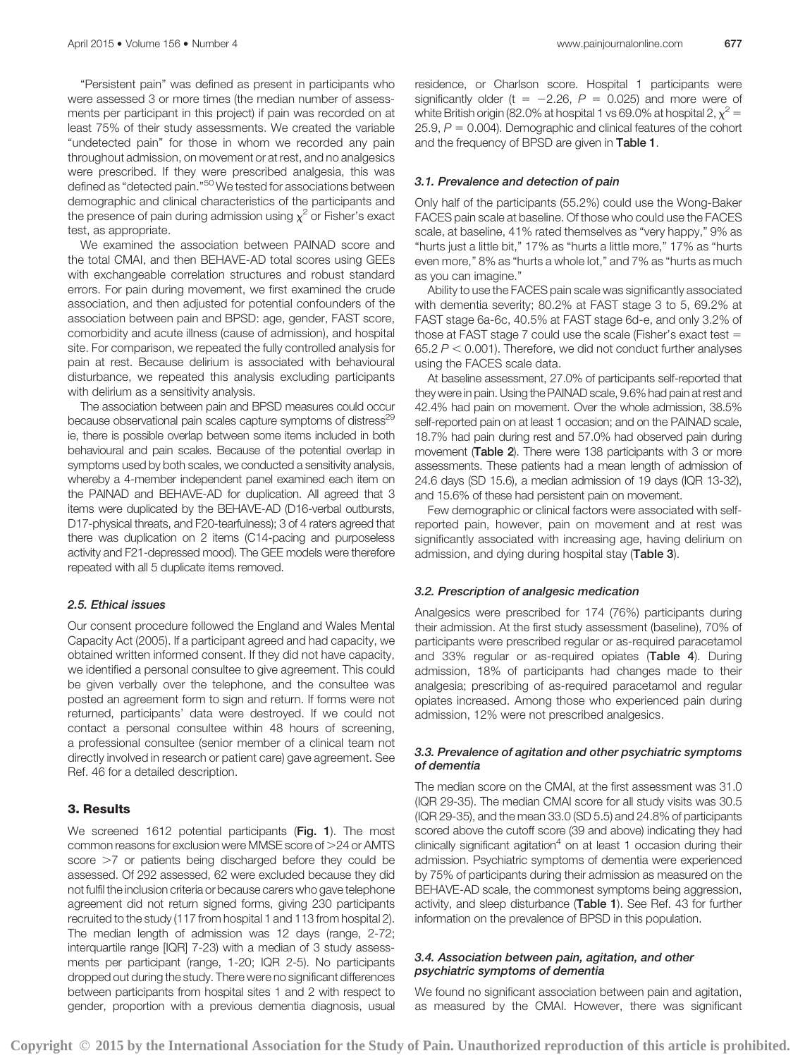"Persistent pain" was defined as present in participants who were assessed 3 or more times (the median number of assessments per participant in this project) if pain was recorded on at least 75% of their study assessments. We created the variable "undetected pain" for those in whom we recorded any pain throughout admission, on movement or at rest, and no analgesics were prescribed. If they were prescribed analgesia, this was defined as "detected pain."[50] We tested for associations between demographic and clinical characteristics of the participants and the presence of pain during admission using $\chi^2$ or Fisher's exact test, as appropriate.

We examined the association between PAINAD score and the total CMAI, and then BEHAVE-AD total scores using GEEs with exchangeable correlation structures and robust standard errors. For pain during movement, we first examined the crude association, and then adjusted for potential confounders of the association between pain and BPSD: age, gender, FAST score, comorbidity and acute illness (cause of admission), and hospital site. For comparison, we repeated the fully controlled analysis for pain at rest. Because delirium is associated with behavioural disturbance, we repeated this analysis excluding participants with delirium as a sensitivity analysis.

The association between pain and BPSD measures could occur because observational pain scales capture symptoms of distress[29] ie, there is possible overlap between some items included in both behavioural and pain scales. Because of the potential overlap in symptoms used by both scales, we conducted a sensitivity analysis, whereby a 4-member independent panel examined each item on the PAINAD and BEHAVE-AD for duplication. All agreed that 3 items were duplicated by the BEHAVE-AD (D16-verbal outbursts, D17-physical threats, and F20-tearfulness); 3 of 4 raters agreed that there was duplication on 2 items (C14-pacing and purposeless activity and F21-depressed mood). The GEE models were therefore repeated with all 5 duplicate items removed.

### 2.5. Ethical issues

Our consent procedure followed the England and Wales Mental Capacity Act (2005). If a participant agreed and had capacity, we obtained written informed consent. If they did not have capacity, we identified a personal consultee to give agreement. This could be given verbally over the telephone, and the consultee was posted an agreement form to sign and return. If forms were not returned, participants' data were destroyed. If we could not contact a personal consultee within 48 hours of screening, a professional consultee (senior member of a clinical team not directly involved in research or patient care) gave agreement. See Ref. 46 for a detailed description.

## 3. Results

We screened 1612 potential participants (**Fig. 1**). The most common reasons for exclusion were MMSE score of >24 or AMTS score >7 or patients being discharged before they could be assessed. Of 292 assessed, 62 were excluded because they did not fulfil the inclusion criteria or because carers who gave telephone agreement did not return signed forms, giving 230 participants recruited to the study (117 from hospital 1 and 113 from hospital 2). The median length of admission was 12 days (range, 2-72; interquartile range [IQR] 7-23) with a median of 3 study assessments per participant (range, 1-20; IQR 2-5). No participants dropped out during the study. There were no significant differences between participants from hospital sites 1 and 2 with respect to gender, proportion with a previous dementia diagnosis, usual residence, or Charlson score. Hospital 1 participants were significantly older ($t = -2.26$, $P = 0.025$) and more were of white British origin (82.0% at hospital 1 vs 69.0% at hospital 2, $\chi^2 = 25.9$, $P = 0.004$). Demographic and clinical features of the cohort and the frequency of BPSD are given in **Table 1**.

### 3.1. Prevalence and detection of pain

Only half of the participants (55.2%) could use the Wong-Baker FACES pain scale at baseline. Of those who could use the FACES scale, at baseline, 41% rated themselves as "very happy," 9% as "hurts just a little bit," 17% as "hurts a little more," 17% as "hurts even more," 8% as "hurts a whole lot," and 7% as "hurts as much as you can imagine."

Ability to use the FACES pain scale was significantly associated with dementia severity; 80.2% at FAST stage 3 to 5, 69.2% at FAST stage 6a-6c, 40.5% at FAST stage 6d-e, and only 3.2% of those at FAST stage 7 could use the scale (Fisher's exact test = 65.2 $P < 0.001$). Therefore, we did not conduct further analyses using the FACES scale data.

At baseline assessment, 27.0% of participants self-reported that they were in pain. Using the PAINAD scale, 9.6% had pain at rest and 42.4% had pain on movement. Over the whole admission, 38.5% self-reported pain on at least 1 occasion; and on the PAINAD scale, 18.7% had pain during rest and 57.0% had observed pain during movement (**Table 2**). There were 138 participants with 3 or more assessments. These patients had a mean length of admission of 24.6 days (SD 15.6), a median admission of 19 days (IQR 13-32), and 15.6% of these had persistent pain on movement.

Few demographic or clinical factors were associated with self-reported pain, however, pain on movement and at rest was significantly associated with increasing age, having delirium on admission, and dying during hospital stay (**Table 3**).

### 3.2. Prescription of analgesic medication

Analgesics were prescribed for 174 (76%) participants during their admission. At the first study assessment (baseline), 70% of participants were prescribed regular or as-required paracetamol and 33% regular or as-required opiates (**Table 4**). During admission, 18% of participants had changes made to their analgesia; prescribing of as-required paracetamol and regular opiates increased. Among those who experienced pain during admission, 12% were not prescribed analgesics.

### 3.3. Prevalence of agitation and other psychiatric symptoms of dementia

The median score on the CMAI, at the first assessment was 31.0 (IQR 29-35). The median CMAI score for all study visits was 30.5 (IQR 29-35), and the mean 33.0 (SD 5.5) and 24.8% of participants scored above the cutoff score (39 and above) indicating they had clinically significant agitation[4] on at least 1 occasion during their admission. Psychiatric symptoms of dementia were experienced by 75% of participants during their admission as measured on the BEHAVE-AD scale, the commonest symptoms being aggression, activity, and sleep disturbance (**Table 1**). See Ref. 43 for further information on the prevalence of BPSD in this population.

### 3.4. Association between pain, agitation, and other psychiatric symptoms of dementia

We found no significant association between pain and agitation, as measured by the CMAI. However, there was significant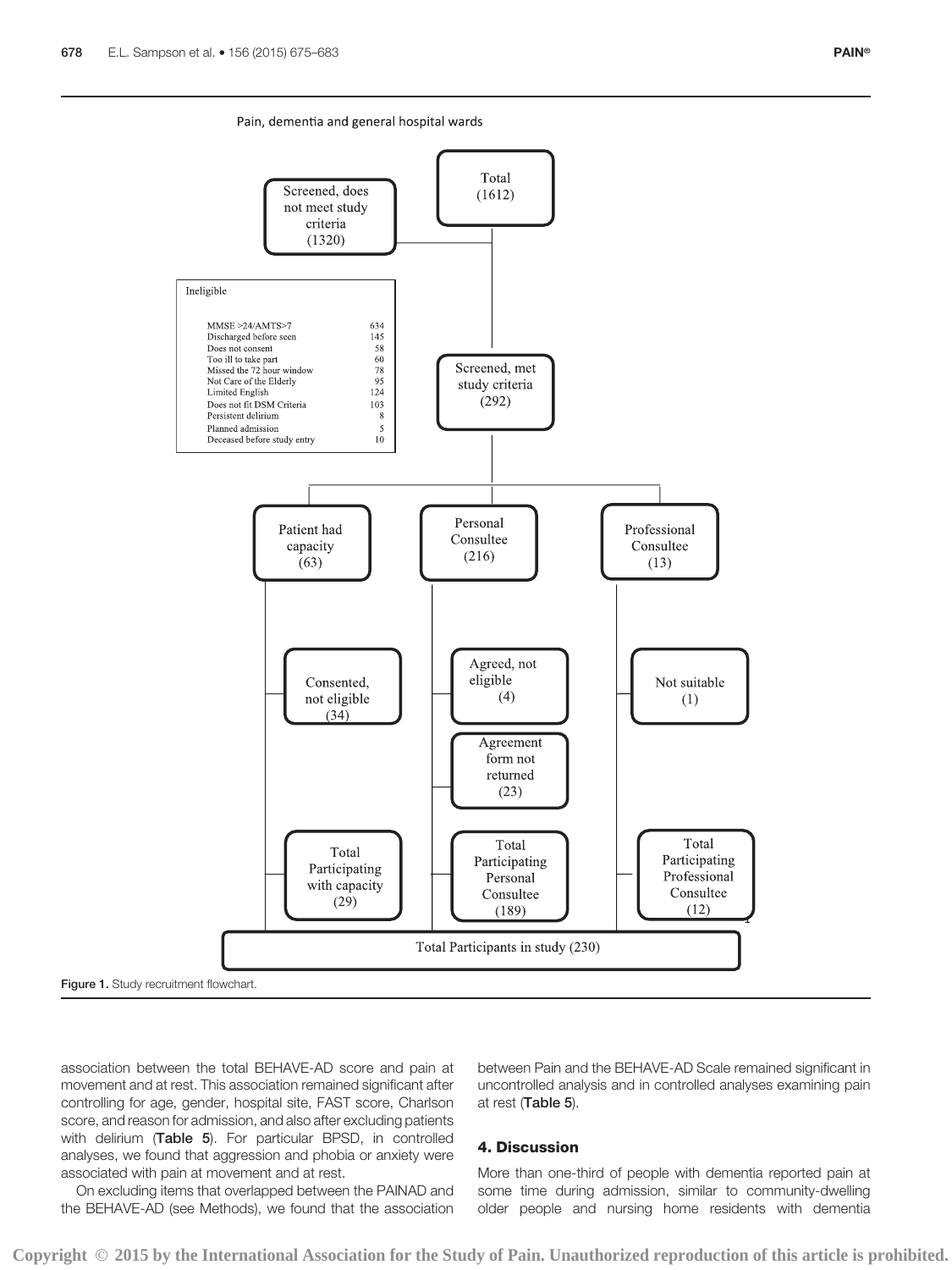Pain, dementia and general hospital wards

Total (1612)

Screened, does not meet study criteria (1320)

Ineligible

| | |
|---|---|
| MMSE >24/AMTS>7 | 634 |
| Discharged before seen | 145 |
| Does not consent | 58 |
| Too ill to take part | 60 |
| Missed the 72 hour window | 78 |
| Not Care of the Elderly | 95 |
| Limited English | 124 |
| Does not fit DSM Criteria | 103 |
| Persistent delirium | 8 |
| Planned admission | 5 |
| Deceased before study entry | 10 |

Screened, met study criteria (292)

Patient had capacity (63)

Personal Consultee (216)

Professional Consultee (13)

Consented, not eligible (34)

Agreed, not eligible (4)

Agreement form not returned (23)

Not suitable (1)

Total Participating with capacity (29)

Total Participating Personal Consultee (189)

Total Participating Professional Consultee (12)

Total Participants in study (230)

**Figure 1.** Study recruitment flowchart.

association between the total BEHAVE-AD score and pain at movement and at rest. This association remained significant after controlling for age, gender, hospital site, FAST score, Charlson score, and reason for admission, and also after excluding patients with delirium (**Table 5**). For particular BPSD, in controlled analyses, we found that aggression and phobia or anxiety were associated with pain at movement and at rest.

On excluding items that overlapped between the PAINAD and the BEHAVE-AD (see Methods), we found that the association between Pain and the BEHAVE-AD Scale remained significant in uncontrolled analysis and in controlled analyses examining pain at rest (**Table 5**).

## 4. Discussion

More than one-third of people with dementia reported pain at some time during admission, similar to community-dwelling older people and nursing home residents with dementia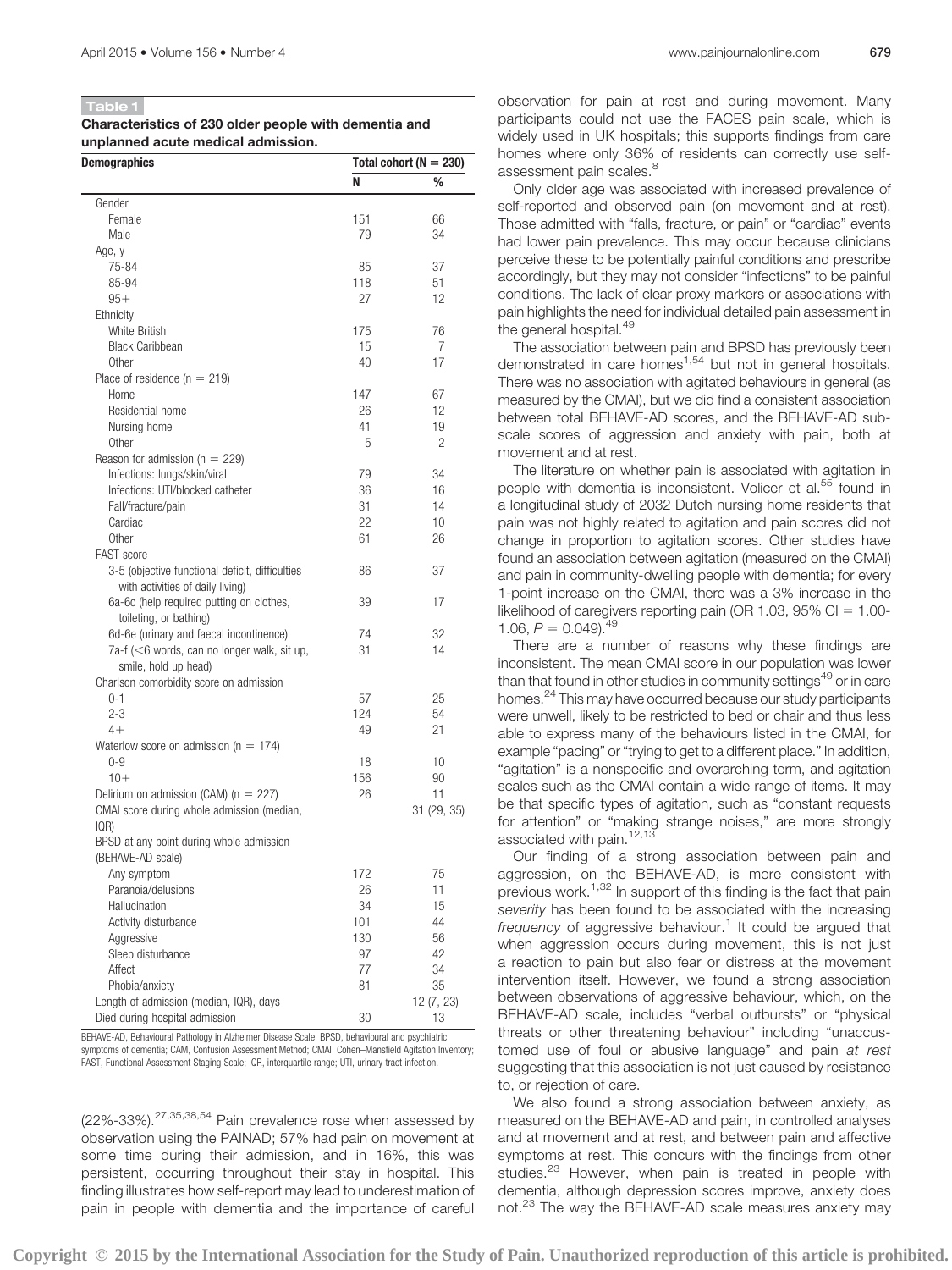**Table 1**

**Characteristics of 230 older people with dementia and unplanned acute medical admission.**

| Demographics | Total cohort (N = 230) | |
|---|---|---|
| | N | % |
| Gender | | |
| Female | 151 | 66 |
| Male | 79 | 34 |
| Age, y | | |
| 75-84 | 85 | 37 |
| 85-94 | 118 | 51 |
| 95+ | 27 | 12 |
| Ethnicity | | |
| White British | 175 | 76 |
| Black Caribbean | 15 | 7 |
| Other | 40 | 17 |
| Place of residence (n = 219) | | |
| Home | 147 | 67 |
| Residential home | 26 | 12 |
| Nursing home | 41 | 19 |
| Other | 5 | 2 |
| Reason for admission (n = 229) | | |
| Infections: lungs/skin/viral | 79 | 34 |
| Infections: UTI/blocked catheter | 36 | 16 |
| Fall/fracture/pain | 31 | 14 |
| Cardiac | 22 | 10 |
| Other | 61 | 26 |
| FAST score | | |
| 3-5 (objective functional deficit, difficulties with activities of daily living) | 86 | 37 |
| 6a-6c (help required putting on clothes, toileting, or bathing) | 39 | 17 |
| 6d-6e (urinary and faecal incontinence) | 74 | 32 |
| 7a-f (<6 words, can no longer walk, sit up, smile, hold up head) | 31 | 14 |
| Charlson comorbidity score on admission | | |
| 0-1 | 57 | 25 |
| 2-3 | 124 | 54 |
| 4+ | 49 | 21 |
| Waterlow score on admission (n = 174) | | |
| 0-9 | 18 | 10 |
| 10+ | 156 | 90 |
| Delirium on admission (CAM) (n = 227) | 26 | 11 |
| CMAI score during whole admission (median, IQR) | | 31 (29, 35) |
| BPSD at any point during whole admission (BEHAVE-AD scale) | | |
| Any symptom | 172 | 75 |
| Paranoia/delusions | 26 | 11 |
| Hallucination | 34 | 15 |
| Activity disturbance | 101 | 44 |
| Aggressive | 130 | 56 |
| Sleep disturbance | 97 | 42 |
| Affect | 77 | 34 |
| Phobia/anxiety | 81 | 35 |
| Length of admission (median, IQR), days | | 12 (7, 23) |
| Died during hospital admission | 30 | 13 |

BEHAVE-AD, Behavioural Pathology in Alzheimer Disease Scale; BPSD, behavioural and psychiatric symptoms of dementia; CAM, Confusion Assessment Method; CMAI, Cohen–Mansfield Agitation Inventory; FAST, Functional Assessment Staging Scale; IQR, interquartile range; UTI, urinary tract infection.

(22%-33%).[27,35,38,54] Pain prevalence rose when assessed by observation using the PAINAD; 57% had pain on movement at some time during their admission, and in 16%, this was persistent, occurring throughout their stay in hospital. This finding illustrates how self-report may lead to underestimation of pain in people with dementia and the importance of careful observation for pain at rest and during movement. Many participants could not use the FACES pain scale, which is widely used in UK hospitals; this supports findings from care homes where only 36% of residents can correctly use self-assessment pain scales.[8]

Only older age was associated with increased prevalence of self-reported and observed pain (on movement and at rest). Those admitted with "falls, fracture, or pain" or "cardiac" events had lower pain prevalence. This may occur because clinicians perceive these to be potentially painful conditions and prescribe accordingly, but they may not consider "infections" to be painful conditions. The lack of clear proxy markers or associations with pain highlights the need for individual detailed pain assessment in the general hospital.[49]

The association between pain and BPSD has previously been demonstrated in care homes[1,54] but not in general hospitals. There was no association with agitated behaviours in general (as measured by the CMAI), but we did find a consistent association between total BEHAVE-AD scores, and the BEHAVE-AD subscale scores of aggression and anxiety with pain, both at movement and at rest.

The literature on whether pain is associated with agitation in people with dementia is inconsistent. Volicer et al.[55] found in a longitudinal study of 2032 Dutch nursing home residents that pain was not highly related to agitation and pain scores did not change in proportion to agitation scores. Other studies have found an association between agitation (measured on the CMAI) and pain in community-dwelling people with dementia; for every 1-point increase on the CMAI, there was a 3% increase in the likelihood of caregivers reporting pain (OR 1.03, 95% CI = 1.00-1.06, $P = 0.049$).[49]

There are a number of reasons why these findings are inconsistent. The mean CMAI score in our population was lower than that found in other studies in community settings[49] or in care homes.[24] This may have occurred because our study participants were unwell, likely to be restricted to bed or chair and thus less able to express many of the behaviours listed in the CMAI, for example "pacing" or "trying to get to a different place." In addition, "agitation" is a nonspecific and overarching term, and agitation scales such as the CMAI contain a wide range of items. It may be that specific types of agitation, such as "constant requests for attention" or "making strange noises," are more strongly associated with pain.[12,13]

Our finding of a strong association between pain and aggression, on the BEHAVE-AD, is more consistent with previous work.[1,32] In support of this finding is the fact that pain *severity* has been found to be associated with the increasing *frequency* of aggressive behaviour.[1] It could be argued that when aggression occurs during movement, this is not just a reaction to pain but also fear or distress at the movement intervention itself. However, we found a strong association between observations of aggressive behaviour, which, on the BEHAVE-AD scale, includes "verbal outbursts" or "physical threats or other threatening behaviour" including "unaccustomed use of foul or abusive language" and pain *at rest* suggesting that this association is not just caused by resistance to, or rejection of care.

We also found a strong association between anxiety, as measured on the BEHAVE-AD and pain, in controlled analyses and at movement and at rest, and between pain and affective symptoms at rest. This concurs with the findings from other studies.[23] However, when pain is treated in people with dementia, although depression scores improve, anxiety does not.[23] The way the BEHAVE-AD scale measures anxiety may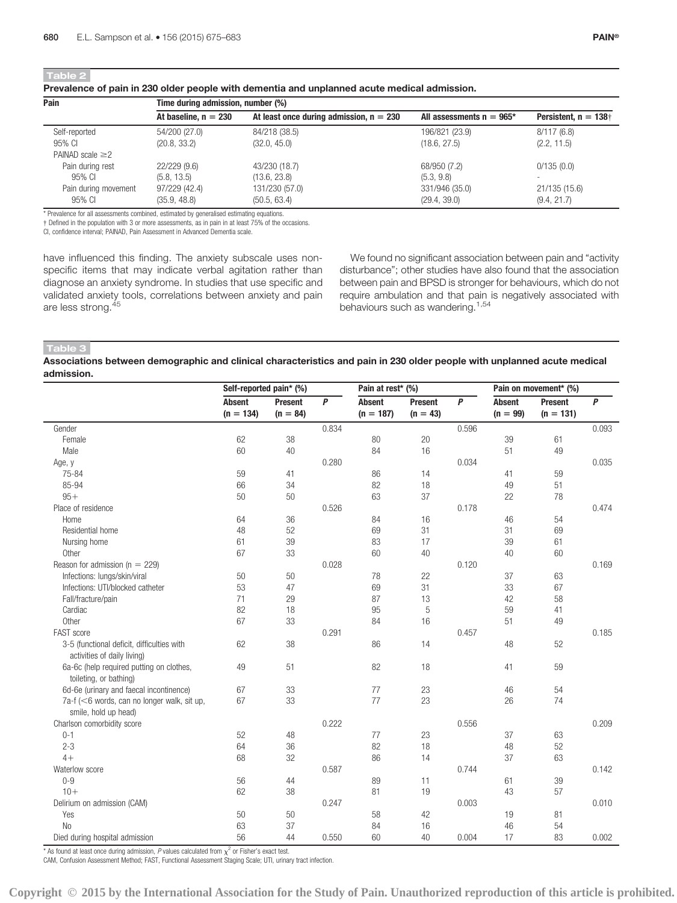**Table 2**

**Prevalence of pain in 230 older people with dementia and unplanned acute medical admission.**

| Pain | Time during admission, number (%) | | | |
|---|---|---|---|---|
| | At baseline, n = 230 | At least once during admission, n = 230 | All assessments n = 965* | Persistent, n = 138† |
| Self-reported | 54/200 (27.0) | 84/218 (38.5) | 196/821 (23.9) | 8/117 (6.8) |
| 95% CI | (20.8, 33.2) | (32.0, 45.0) | (18.6, 27.5) | (2.2, 11.5) |
| PAINAD scale ≥2 | | | | |
| Pain during rest | 22/229 (9.6) | 43/230 (18.7) | 68/950 (7.2) | 0/135 (0.0) |
| 95% CI | (5.8, 13.5) | (13.6, 23.8) | (5.3, 9.8) | - |
| Pain during movement | 97/229 (42.4) | 131/230 (57.0) | 331/946 (35.0) | 21/135 (15.6) |
| 95% CI | (35.9, 48.8) | (50.5, 63.4) | (29.4, 39.0) | (9.4, 21.7) |

\* Prevalence for all assessments combined, estimated by generalised estimating equations.
† Defined in the population with 3 or more assessments, as in pain in at least 75% of the occasions.
CI, confidence interval; PAINAD, Pain Assessment in Advanced Dementia scale.

have influenced this finding. The anxiety subscale uses nonspecific items that may indicate verbal agitation rather than diagnose an anxiety syndrome. In studies that use specific and validated anxiety tools, correlations between anxiety and pain are less strong.[45]

We found no significant association between pain and "activity disturbance"; other studies have also found that the association between pain and BPSD is stronger for behaviours, which do not require ambulation and that pain is negatively associated with behaviours such as wandering.[1,54]

**Table 3**

**Associations between demographic and clinical characteristics and pain in 230 older people with unplanned acute medical admission.**

| | Self-reported pain* (%) | | | Pain at rest* (%) | | | Pain on movement* (%) | | |
|---|---|---|---|---|---|---|---|---|---|
| | Absent (n = 134) | Present (n = 84) | *P* | Absent (n = 187) | Present (n = 43) | *P* | Absent (n = 99) | Present (n = 131) | *P* |
| Gender | | | 0.834 | | | 0.596 | | | 0.093 |
| Female | 62 | 38 | | 80 | 20 | | 39 | 61 | |
| Male | 60 | 40 | | 84 | 16 | | 51 | 49 | |
| Age, y | | | 0.280 | | | 0.034 | | | 0.035 |
| 75-84 | 59 | 41 | | 86 | 14 | | 41 | 59 | |
| 85-94 | 66 | 34 | | 82 | 18 | | 49 | 51 | |
| 95+ | 50 | 50 | | 63 | 37 | | 22 | 78 | |
| Place of residence | | | 0.526 | | | 0.178 | | | 0.474 |
| Home | 64 | 36 | | 84 | 16 | | 46 | 54 | |
| Residential home | 48 | 52 | | 69 | 31 | | 31 | 69 | |
| Nursing home | 61 | 39 | | 83 | 17 | | 39 | 61 | |
| Other | 67 | 33 | | 60 | 40 | | 40 | 60 | |
| Reason for admission (n = 229) | | | 0.028 | | | 0.120 | | | 0.169 |
| Infections: lungs/skin/viral | 50 | 50 | | 78 | 22 | | 37 | 63 | |
| Infections: UTI/blocked catheter | 53 | 47 | | 69 | 31 | | 33 | 67 | |
| Fall/fracture/pain | 71 | 29 | | 87 | 13 | | 42 | 58 | |
| Cardiac | 82 | 18 | | 95 | 5 | | 59 | 41 | |
| Other | 67 | 33 | | 84 | 16 | | 51 | 49 | |
| FAST score | | | 0.291 | | | 0.457 | | | 0.185 |
| 3-5 (functional deficit, difficulties with activities of daily living) | 62 | 38 | | 86 | 14 | | 48 | 52 | |
| 6a-6c (help required putting on clothes, toileting, or bathing) | 49 | 51 | | 82 | 18 | | 41 | 59 | |
| 6d-6e (urinary and faecal incontinence) | 67 | 33 | | 77 | 23 | | 46 | 54 | |
| 7a-f (<6 words, can no longer walk, sit up, smile, hold up head) | 67 | 33 | | 77 | 23 | | 26 | 74 | |
| Charlson comorbidity score | | | 0.222 | | | 0.556 | | | 0.209 |
| 0-1 | 52 | 48 | | 77 | 23 | | 37 | 63 | |
| 2-3 | 64 | 36 | | 82 | 18 | | 48 | 52 | |
| 4+ | 68 | 32 | | 86 | 14 | | 37 | 63 | |
| Waterlow score | | | 0.587 | | | 0.744 | | | 0.142 |
| 0-9 | 56 | 44 | | 89 | 11 | | 61 | 39 | |
| 10+ | 62 | 38 | | 81 | 19 | | 43 | 57 | |
| Delirium on admission (CAM) | | | 0.247 | | | 0.003 | | | 0.010 |
| Yes | 50 | 50 | | 58 | 42 | | 19 | 81 | |
| No | 63 | 37 | | 84 | 16 | | 46 | 54 | |
| Died during hospital admission | 56 | 44 | 0.550 | 60 | 40 | 0.004 | 17 | 83 | 0.002 |

\* As found at least once during admission, *P* values calculated from $\chi^2$ or Fisher's exact test.
CAM, Confusion Assessment Method; FAST, Functional Assessment Staging Scale; UTI, urinary tract infection.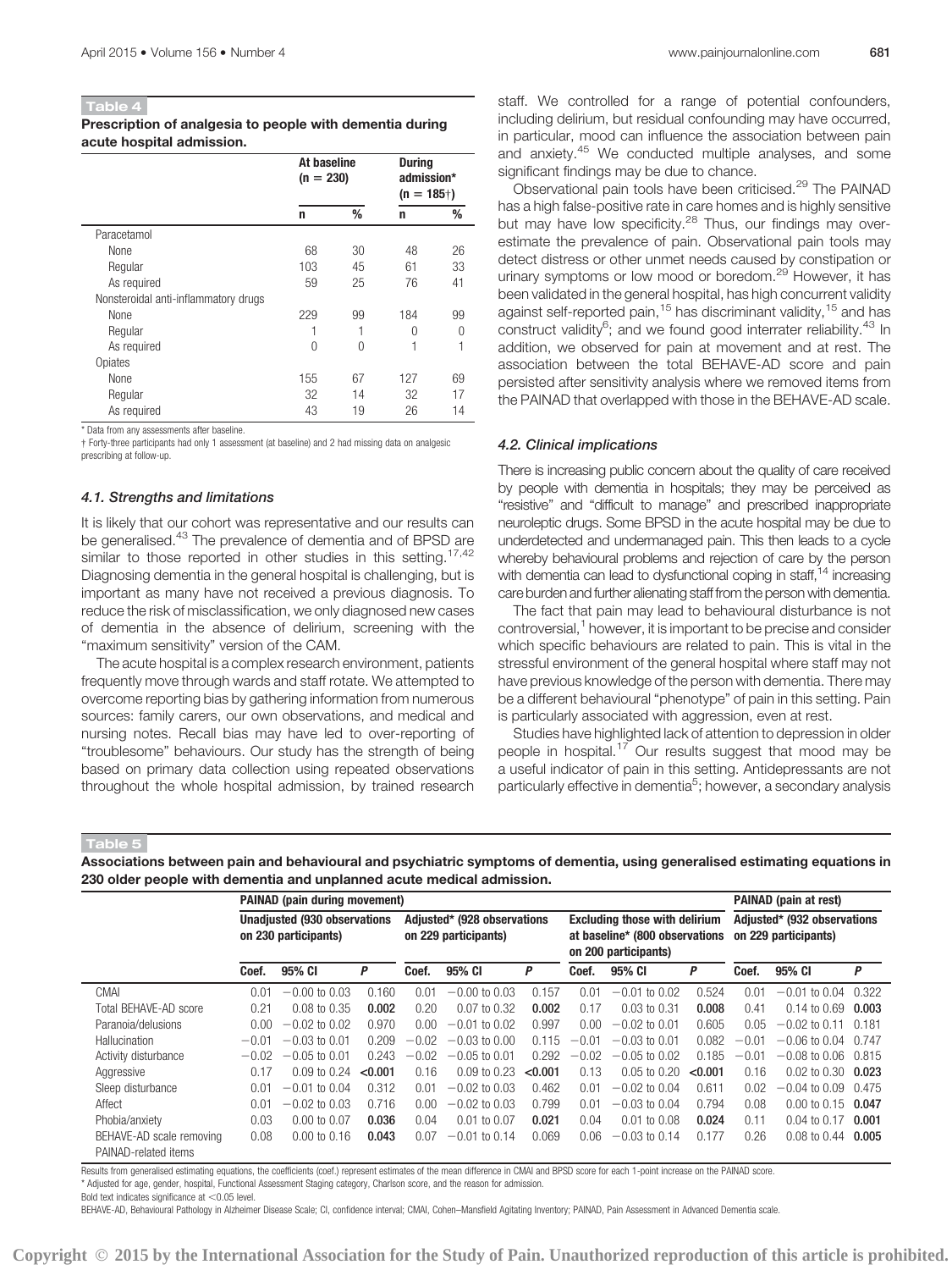**Table 4**

**Prescription of analgesia to people with dementia during acute hospital admission.**

| | At baseline (n = 230) | | During admission* (n = 185†) | |
|---|---|---|---|---|
| | n | % | n | % |
| Paracetamol | | | | |
| None | 68 | 30 | 48 | 26 |
| Regular | 103 | 45 | 61 | 33 |
| As required | 59 | 25 | 76 | 41 |
| Nonsteroidal anti-inflammatory drugs | | | | |
| None | 229 | 99 | 184 | 99 |
| Regular | 1 | 1 | 0 | 0 |
| As required | 0 | 0 | 1 | 1 |
| Opiates | | | | |
| None | 155 | 67 | 127 | 69 |
| Regular | 32 | 14 | 32 | 17 |
| As required | 43 | 19 | 26 | 14 |

\* Data from any assessments after baseline.

† Forty-three participants had only 1 assessment (at baseline) and 2 had missing data on analgesic prescribing at follow-up.

### 4.1. Strengths and limitations

It is likely that our cohort was representative and our results can be generalised.[43] The prevalence of dementia and of BPSD are similar to those reported in other studies in this setting.[17,42] Diagnosing dementia in the general hospital is challenging, but is important as many have not received a previous diagnosis. To reduce the risk of misclassification, we only diagnosed new cases of dementia in the absence of delirium, screening with the "maximum sensitivity" version of the CAM.

The acute hospital is a complex research environment, patients frequently move through wards and staff rotate. We attempted to overcome reporting bias by gathering information from numerous sources: family carers, our own observations, and medical and nursing notes. Recall bias may have led to over-reporting of "troublesome" behaviours. Our study has the strength of being based on primary data collection using repeated observations throughout the whole hospital admission, by trained research staff. We controlled for a range of potential confounders, including delirium, but residual confounding may have occurred, in particular, mood can influence the association between pain and anxiety.[45] We conducted multiple analyses, and some significant findings may be due to chance.

Observational pain tools have been criticised.[29] The PAINAD has a high false-positive rate in care homes and is highly sensitive but may have low specificity.[28] Thus, our findings may overestimate the prevalence of pain. Observational pain tools may detect distress or other unmet needs caused by constipation or urinary symptoms or low mood or boredom.[29] However, it has been validated in the general hospital, has high concurrent validity against self-reported pain,[15] has discriminant validity,[15] and has construct validity[6]; and we found good interrater reliability.[43] In addition, we observed for pain at movement and at rest. The association between the total BEHAVE-AD score and pain persisted after sensitivity analysis where we removed items from the PAINAD that overlapped with those in the BEHAVE-AD scale.

### 4.2. Clinical implications

There is increasing public concern about the quality of care received by people with dementia in hospitals; they may be perceived as "resistive" and "difficult to manage" and prescribed inappropriate neuroleptic drugs. Some BPSD in the acute hospital may be due to underdetected and undermanaged pain. This then leads to a cycle whereby behavioural problems and rejection of care by the person with dementia can lead to dysfunctional coping in staff,[14] increasing care burden and further alienating staff from the person with dementia.

The fact that pain may lead to behavioural disturbance is not controversial,[1] however, it is important to be precise and consider which specific behaviours are related to pain. This is vital in the stressful environment of the general hospital where staff may not have previous knowledge of the person with dementia. There may be a different behavioural "phenotype" of pain in this setting. Pain is particularly associated with aggression, even at rest.

Studies have highlighted lack of attention to depression in older people in hospital.[17] Our results suggest that mood may be a useful indicator of pain in this setting. Antidepressants are not particularly effective in dementia[5]; however, a secondary analysis

**Table 5**

**Associations between pain and behavioural and psychiatric symptoms of dementia, using generalised estimating equations in 230 older people with dementia and unplanned acute medical admission.**

| | PAINAD (pain during movement) | | | | | | | | | PAINAD (pain at rest) | | |
|---|---|---|---|---|---|---|---|---|---|---|---|---|
| | Unadjusted (930 observations on 230 participants) | | | Adjusted* (928 observations on 229 participants) | | | Excluding those with delirium at baseline* (800 observations on 200 participants) | | | Adjusted* (932 observations on 229 participants) | | |
| | Coef. | 95% CI | P | Coef. | 95% CI | P | Coef. | 95% CI | P | Coef. | 95% CI | P |
| CMAI | 0.01 | −0.00 to 0.03 | 0.160 | 0.01 | −0.00 to 0.03 | 0.157 | 0.01 | −0.01 to 0.02 | 0.524 | 0.01 | −0.01 to 0.04 | 0.322 |
| Total BEHAVE-AD score | 0.21 | 0.08 to 0.35 | **0.002** | 0.20 | 0.07 to 0.32 | **0.002** | 0.17 | 0.03 to 0.31 | **0.008** | 0.41 | 0.14 to 0.69 | **0.003** |
| Paranoia/delusions | 0.00 | −0.02 to 0.02 | 0.970 | 0.00 | −0.01 to 0.02 | 0.997 | 0.00 | −0.02 to 0.01 | 0.605 | 0.05 | −0.02 to 0.11 | 0.181 |
| Hallucination | −0.01 | −0.03 to 0.01 | 0.209 | −0.02 | −0.03 to 0.00 | 0.115 | −0.01 | −0.03 to 0.01 | 0.082 | −0.01 | −0.06 to 0.04 | 0.747 |
| Activity disturbance | −0.02 | −0.05 to 0.01 | 0.243 | −0.02 | −0.05 to 0.01 | 0.292 | −0.02 | −0.05 to 0.02 | 0.185 | −0.01 | −0.08 to 0.06 | 0.815 |
| Aggressive | 0.17 | 0.09 to 0.24 | **<0.001** | 0.16 | 0.09 to 0.23 | **<0.001** | 0.13 | 0.05 to 0.20 | **<0.001** | 0.16 | 0.02 to 0.30 | **0.023** |
| Sleep disturbance | 0.01 | −0.01 to 0.04 | 0.312 | 0.01 | −0.02 to 0.03 | 0.462 | 0.01 | −0.02 to 0.04 | 0.611 | 0.02 | −0.04 to 0.09 | 0.475 |
| Affect | 0.01 | −0.02 to 0.03 | 0.716 | 0.00 | −0.02 to 0.03 | 0.799 | 0.01 | −0.03 to 0.04 | 0.794 | 0.08 | 0.00 to 0.15 | **0.047** |
| Phobia/anxiety | 0.03 | 0.00 to 0.07 | **0.036** | 0.04 | 0.01 to 0.07 | **0.021** | 0.04 | 0.01 to 0.08 | **0.024** | 0.11 | 0.04 to 0.17 | **0.001** |
| BEHAVE-AD scale removing PAINAD-related items | 0.08 | 0.00 to 0.16 | **0.043** | 0.07 | −0.01 to 0.14 | 0.069 | 0.06 | −0.03 to 0.14 | 0.177 | 0.26 | 0.08 to 0.44 | **0.005** |

Results from generalised estimating equations, the coefficients (coef.) represent estimates of the mean difference in CMAI and BPSD score for each 1-point increase on the PAINAD score.

\* Adjusted for age, gender, hospital, Functional Assessment Staging category, Charlson score, and the reason for admission.

Bold text indicates significance at <0.05 level.

BEHAVE-AD, Behavioural Pathology in Alzheimer Disease Scale; CI, confidence interval; CMAI, Cohen–Mansfield Agitating Inventory; PAINAD, Pain Assessment in Advanced Dementia scale.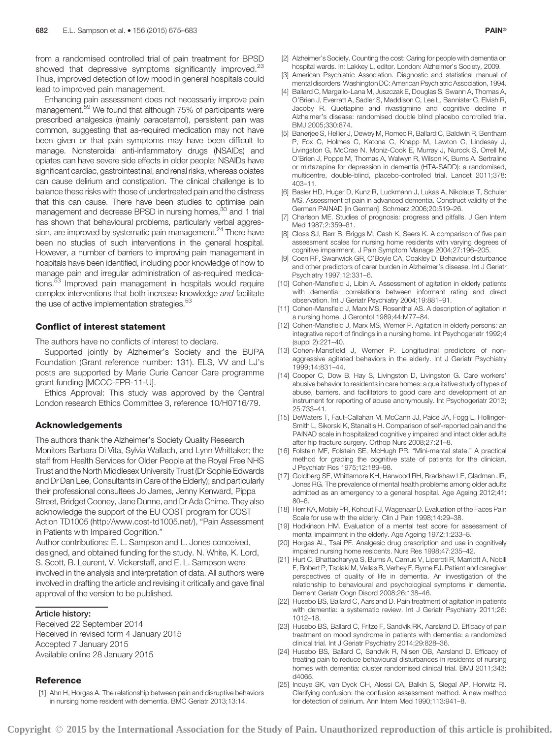from a randomised controlled trial of pain treatment for BPSD showed that depressive symptoms significantly improved.[23] Thus, improved detection of low mood in general hospitals could lead to improved pain management.

Enhancing pain assessment does not necessarily improve pain management.[59] We found that although 75% of participants were prescribed analgesics (mainly paracetamol), persistent pain was common, suggesting that as-required medication may not have been given or that pain symptoms may have been difficult to manage. Nonsteroidal anti-inflammatory drugs (NSAIDs) and opiates can have severe side effects in older people; NSAIDs have significant cardiac, gastrointestinal, and renal risks, whereas opiates can cause delirium and constipation. The clinical challenge is to balance these risks with those of undertreated pain and the distress that this can cause. There have been studies to optimise pain management and decrease BPSD in nursing homes,[30] and 1 trial has shown that behavioural problems, particularly verbal aggression, are improved by systematic pain management.[24] There have been no studies of such interventions in the general hospital. However, a number of barriers to improving pain management in hospitals have been identified, including poor knowledge of how to manage pain and irregular administration of as-required medications.[53] Improved pain management in hospitals would require complex interventions that both increase knowledge *and* facilitate the use of active implementation strategies.[53]

### Conflict of interest statement

The authors have no conflicts of interest to declare.

Supported jointly by Alzheimer's Society and the BUPA Foundation (Grant reference number: 131). ELS, VV and LJ's posts are supported by Marie Curie Cancer Care programme grant funding [MCCC-FPR-11-U].

Ethics Approval: This study was approved by the Central London research Ethics Committee 3, reference 10/H0716/79.

### Acknowledgements

The authors thank the Alzheimer's Society Quality Research Monitors Barbara Di Vita, Sylvia Wallach, and Lynn Whittaker; the staff from Health Services for Older People at the Royal Free NHS Trust and the North Middlesex University Trust (Dr Sophie Edwards and Dr Dan Lee, Consultants in Care of the Elderly); and particularly their professional consultees Jo James, Jenny Kenward, Pippa Street, Bridget Cooney, Jane Dunne, and Dr Ada Chime. They also acknowledge the support of the EU COST program for COST Action TD1005 (http://www.cost-td1005.net/), "Pain Assessment in Patients with Impaired Cognition."

Author contributions: E. L. Sampson and L. Jones conceived, designed, and obtained funding for the study. N. White, K. Lord, S. Scott, B. Leurent, V. Vickerstaff, and E. L. Sampson were involved in the analysis and interpretation of data. All authors were involved in drafting the article and revising it critically and gave final approval of the version to be published.

**Article history:**

Received 22 September 2014
Received in revised form 4 January 2015
Accepted 7 January 2015
Available online 28 January 2015

### Reference

[1] Ahn H, Horgas A. The relationship between pain and disruptive behaviors in nursing home resident with dementia. BMC Geriatr 2013;13:14.

[2] Alzheimer's Society. Counting the cost: Caring for people with dementia on hospital wards. In: Lakkey L, editor. London: Alzheimer's Society, 2009.

[3] American Psychiatric Association. Diagnostic and statistical manual of mental disorders. Washington DC: American Psychiatric Association, 1994.

[4] Ballard C, Margallo-Lana M, Juszczak E, Douglas S, Swann A, Thomas A, O'Brien J, Everratt A, Sadler S, Maddison C, Lee L, Bannister C, Elvish R, Jacoby R. Quetiapine and rivastigmine and cognitive decline in Alzheimer's disease: randomised double blind placebo controlled trial. BMJ 2005;330:874.

[5] Banerjee S, Hellier J, Dewey M, Romeo R, Ballard C, Baldwin R, Bentham P, Fox C, Holmes C, Katona C, Knapp M, Lawton C, Lindesay J, Livingston G, McCrae N, Moniz-Cook E, Murray J, Nurock S, Orrell M, O'Brien J, Poppe M, Thomas A, Walwyn R, Wilson K, Burns A. Sertraline or mirtazapine for depression in dementia (HTA-SADD): a randomised, multicentre, double-blind, placebo-controlled trial. Lancet 2011;378: 403–11.

[6] Basler HD, Huger D, Kunz R, Luckmann J, Lukas A, Nikolaus T, Schuler MS. Assessment of pain in advanced dementia. Construct validity of the German PAINAD [in German]. Schmerz 2006;20:519–26.

[7] Charlson ME. Studies of prognosis: progress and pitfalls. J Gen Intern Med 1987;2:359–61.

[8] Closs SJ, Barr B, Briggs M, Cash K, Seers K. A comparison of five pain assessment scales for nursing home residents with varying degrees of cognitive impairment. J Pain Symptom Manage 2004;27:196–205.

[9] Coen RF, Swanwick GR, O'Boyle CA, Coakley D. Behaviour disturbance and other predictors of carer burden in Alzheimer's disease. Int J Geriatr Psychiatry 1997;12:331–6.

[10] Cohen-Mansfield J, Libin A. Assessment of agitation in elderly patients with dementia: correlations between informant rating and direct observation. Int J Geriatr Psychiatry 2004;19:881–91.

[11] Cohen-Mansfield J, Marx MS, Rosenthal AS. A description of agitation in a nursing home. J Gerontol 1989;44:M77–84.

[12] Cohen-Mansfield J, Marx MS, Werner P. Agitation in elderly persons: an integrative report of findings in a nursing home. Int Psychogeriatr 1992;4 (suppl 2):221–40.

[13] Cohen-Mansfield J, Werner P. Longitudinal predictors of non-aggressive agitated behaviors in the elderly. Int J Geriatr Psychiatry 1999;14:831–44.

[14] Cooper C, Dow B, Hay S, Livingston D, Livingston G. Care workers' abusive behavior to residents in care homes: a qualitative study of types of abuse, barriers, and facilitators to good care and development of an instrument for reporting of abuse anonymously. Int Psychogeriatr 2013; 25:733–41.

[15] DeWaters T, Faut-Callahan M, McCann JJ, Paice JA, Fogg L, Hollinger-Smith L, Sikorski K, Stanaitis H. Comparison of self-reported pain and the PAINAD scale in hospitalized cognitively impaired and intact older adults after hip fracture surgery. Orthop Nurs 2008;27:21–8.

[16] Folstein MF, Folstein SE, McHugh PR. "Mini-mental state." A practical method for grading the cognitive state of patients for the clinician. J Psychiatr Res 1975;12:189–98.

[17] Goldberg SE, Whittamore KH, Harwood RH, Bradshaw LE, Gladman JR, Jones RG. The prevalence of mental health problems among older adults admitted as an emergency to a general hospital. Age Ageing 2012;41: 80–6.

[18] Herr KA, Mobily PR, Kohout FJ, Wagenaar D. Evaluation of the Faces Pain Scale for use with the elderly. Clin J Pain 1998;14:29–38.

[19] Hodkinson HM. Evaluation of a mental test score for assessment of mental impairment in the elderly. Age Ageing 1972;1:233–8.

[20] Horgas AL, Tsai PF. Analgesic drug prescription and use in cognitively impaired nursing home residents. Nurs Res 1998;47:235–42.

[21] Hurt C, Bhattacharyya S, Burns A, Camus V, Liperoti R, Marriott A, Nobili F, Robert P, Tsolaki M, Vellas B, Verhey F, Byrne EJ. Patient and caregiver perspectives of quality of life in dementia. An investigation of the relationship to behavioural and psychological symptoms in dementia. Dement Geriatr Cogn Disord 2008;26:138–46.

[22] Husebo BS, Ballard C, Aarsland D. Pain treatment of agitation in patients with dementia: a systematic review. Int J Geriatr Psychiatry 2011;26: 1012–18.

[23] Husebo BS, Ballard C, Fritze F, Sandvik RK, Aarsland D. Efficacy of pain treatment on mood syndrome in patients with dementia: a randomized clinical trial. Int J Geriatr Psychiatry 2014;29:828–36.

[24] Husebo BS, Ballard C, Sandvik R, Nilsen OB, Aarsland D. Efficacy of treating pain to reduce behavioural disturbances in residents of nursing homes with dementia: cluster randomised clinical trial. BMJ 2011;343: d4065.

[25] Inouye SK, van Dyck CH, Alessi CA, Balkin S, Siegal AP, Horwitz RI. Clarifying confusion: the confusion assessment method. A new method for detection of delirium. Ann Intern Med 1990;113:941–8.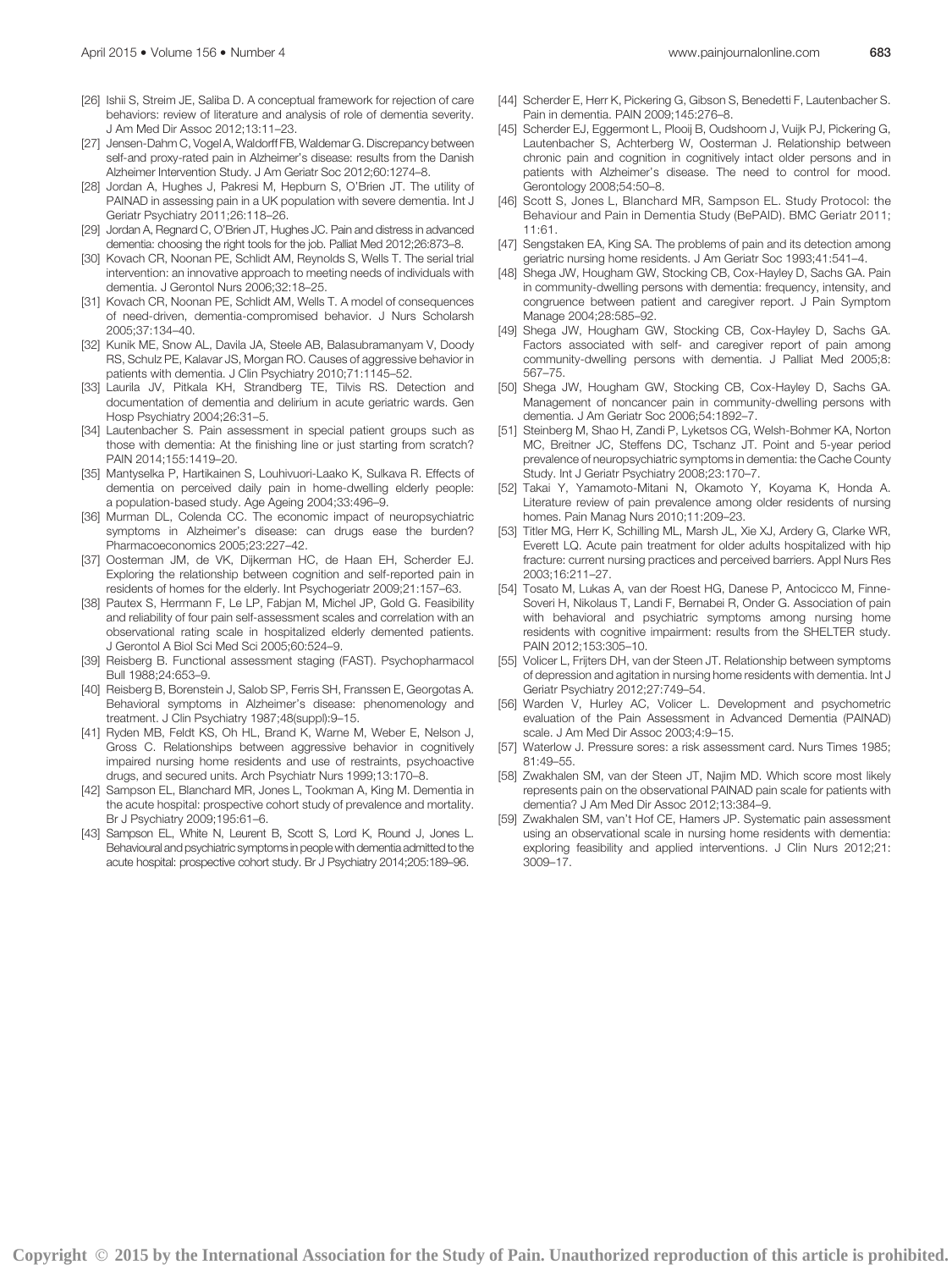[26] Ishii S, Streim JE, Saliba D. A conceptual framework for rejection of care behaviors: review of literature and analysis of role of dementia severity. J Am Med Dir Assoc 2012;13:11–23.

[27] Jensen-Dahm C, Vogel A, Waldorff FB, Waldemar G. Discrepancy between self-and proxy-rated pain in Alzheimer's disease: results from the Danish Alzheimer Intervention Study. J Am Geriatr Soc 2012;60:1274–8.

[28] Jordan A, Hughes J, Pakresi M, Hepburn S, O'Brien JT. The utility of PAINAD in assessing pain in a UK population with severe dementia. Int J Geriatr Psychiatry 2011;26:118–26.

[29] Jordan A, Regnard C, O'Brien JT, Hughes JC. Pain and distress in advanced dementia: choosing the right tools for the job. Palliat Med 2012;26:873–8.

[30] Kovach CR, Noonan PE, Schlidt AM, Reynolds S, Wells T. The serial trial intervention: an innovative approach to meeting needs of individuals with dementia. J Gerontol Nurs 2006;32:18–25.

[31] Kovach CR, Noonan PE, Schlidt AM, Wells T. A model of consequences of need-driven, dementia-compromised behavior. J Nurs Scholarsh 2005;37:134–40.

[32] Kunik ME, Snow AL, Davila JA, Steele AB, Balasubramanyam V, Doody RS, Schulz PE, Kalavar JS, Morgan RO. Causes of aggressive behavior in patients with dementia. J Clin Psychiatry 2010;71:1145–52.

[33] Laurila JV, Pitkala KH, Strandberg TE, Tilvis RS. Detection and documentation of dementia and delirium in acute geriatric wards. Gen Hosp Psychiatry 2004;26:31–5.

[34] Lautenbacher S. Pain assessment in special patient groups such as those with dementia: At the finishing line or just starting from scratch? PAIN 2014;155:1419–20.

[35] Mantyselka P, Hartikainen S, Louhivuori-Laako K, Sulkava R. Effects of dementia on perceived daily pain in home-dwelling elderly people: a population-based study. Age Ageing 2004;33:496–9.

[36] Murman DL, Colenda CC. The economic impact of neuropsychiatric symptoms in Alzheimer's disease: can drugs ease the burden? Pharmacoeconomics 2005;23:227–42.

[37] Oosterman JM, de VK, Dijkerman HC, de Haan EH, Scherder EJ. Exploring the relationship between cognition and self-reported pain in residents of homes for the elderly. Int Psychogeriatr 2009;21:157–63.

[38] Pautex S, Herrmann F, Le LP, Fabjan M, Michel JP, Gold G. Feasibility and reliability of four pain self-assessment scales and correlation with an observational rating scale in hospitalized elderly demented patients. J Gerontol A Biol Sci Med Sci 2005;60:524–9.

[39] Reisberg B. Functional assessment staging (FAST). Psychopharmacol Bull 1988;24:653–9.

[40] Reisberg B, Borenstein J, Salob SP, Ferris SH, Franssen E, Georgotas A. Behavioral symptoms in Alzheimer's disease: phenomenology and treatment. J Clin Psychiatry 1987;48(suppl):9–15.

[41] Ryden MB, Feldt KS, Oh HL, Brand K, Warne M, Weber E, Nelson J, Gross C. Relationships between aggressive behavior in cognitively impaired nursing home residents and use of restraints, psychoactive drugs, and secured units. Arch Psychiatr Nurs 1999;13:170–8.

[42] Sampson EL, Blanchard MR, Jones L, Tookman A, King M. Dementia in the acute hospital: prospective cohort study of prevalence and mortality. Br J Psychiatry 2009;195:61–6.

[43] Sampson EL, White N, Leurent B, Scott S, Lord K, Round J, Jones L. Behavioural and psychiatric symptoms in people with dementia admitted to the acute hospital: prospective cohort study. Br J Psychiatry 2014;205:189–96.

[44] Scherder E, Herr K, Pickering G, Gibson S, Benedetti F, Lautenbacher S. Pain in dementia. PAIN 2009;145:276–8.

[45] Scherder EJ, Eggermont L, Plooij B, Oudshoorn J, Vuijk PJ, Pickering G, Lautenbacher S, Achterberg W, Oosterman J. Relationship between chronic pain and cognition in cognitively intact older persons and in patients with Alzheimer's disease. The need to control for mood. Gerontology 2008;54:50–8.

[46] Scott S, Jones L, Blanchard MR, Sampson EL. Study Protocol: the Behaviour and Pain in Dementia Study (BePAID). BMC Geriatr 2011; 11:61.

[47] Sengstaken EA, King SA. The problems of pain and its detection among geriatric nursing home residents. J Am Geriatr Soc 1993;41:541–4.

[48] Shega JW, Hougham GW, Stocking CB, Cox-Hayley D, Sachs GA. Pain in community-dwelling persons with dementia: frequency, intensity, and congruence between patient and caregiver report. J Pain Symptom Manage 2004;28:585–92.

[49] Shega JW, Hougham GW, Stocking CB, Cox-Hayley D, Sachs GA. Factors associated with self- and caregiver report of pain among community-dwelling persons with dementia. J Palliat Med 2005;8: 567–75.

[50] Shega JW, Hougham GW, Stocking CB, Cox-Hayley D, Sachs GA. Management of noncancer pain in community-dwelling persons with dementia. J Am Geriatr Soc 2006;54:1892–7.

[51] Steinberg M, Shao H, Zandi P, Lyketsos CG, Welsh-Bohmer KA, Norton MC, Breitner JC, Steffens DC, Tschanz JT. Point and 5-year period prevalence of neuropsychiatric symptoms in dementia: the Cache County Study. Int J Geriatr Psychiatry 2008;23:170–7.

[52] Takai Y, Yamamoto-Mitani N, Okamoto Y, Koyama K, Honda A. Literature review of pain prevalence among older residents of nursing homes. Pain Manag Nurs 2010;11:209–23.

[53] Titler MG, Herr K, Schilling ML, Marsh JL, Xie XJ, Ardery G, Clarke WR, Everett LQ. Acute pain treatment for older adults hospitalized with hip fracture: current nursing practices and perceived barriers. Appl Nurs Res 2003;16:211–27.

[54] Tosato M, Lukas A, van der Roest HG, Danese P, Antocicco M, Finne-Soveri H, Nikolaus T, Landi F, Bernabei R, Onder G. Association of pain with behavioral and psychiatric symptoms among nursing home residents with cognitive impairment: results from the SHELTER study. PAIN 2012;153:305–10.

[55] Volicer L, Frijters DH, van der Steen JT. Relationship between symptoms of depression and agitation in nursing home residents with dementia. Int J Geriatr Psychiatry 2012;27:749–54.

[56] Warden V, Hurley AC, Volicer L. Development and psychometric evaluation of the Pain Assessment in Advanced Dementia (PAINAD) scale. J Am Med Dir Assoc 2003;4:9–15.

[57] Waterlow J. Pressure sores: a risk assessment card. Nurs Times 1985; 81:49–55.

[58] Zwakhalen SM, van der Steen JT, Najim MD. Which score most likely represents pain on the observational PAINAD pain scale for patients with dementia? J Am Med Dir Assoc 2012;13:384–9.

[59] Zwakhalen SM, van't Hof CE, Hamers JP. Systematic pain assessment using an observational scale in nursing home residents with dementia: exploring feasibility and applied interventions. J Clin Nurs 2012;21: 3009–17.